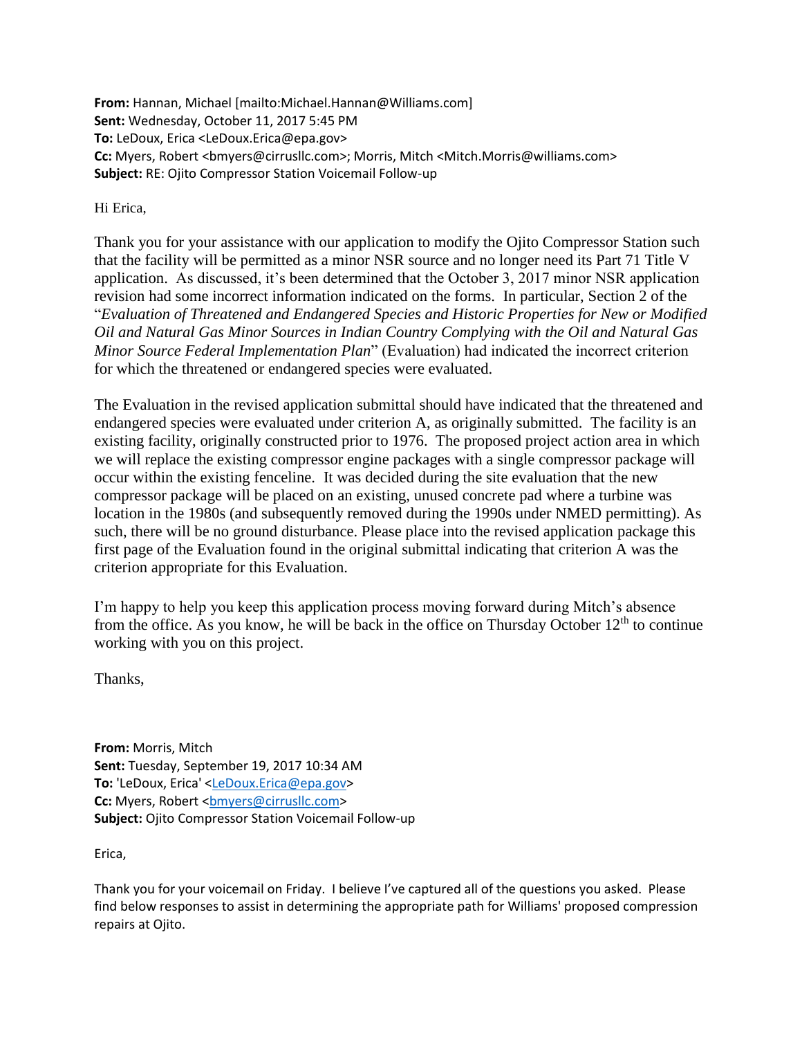**From:** Hannan, Michael [mailto:Michael.Hannan@Williams.com]
**Sent:** Wednesday, October 11, 2017 5:45 PM
**To:** LeDoux, Erica <LeDoux.Erica@epa.gov>
**Cc:** Myers, Robert <bmyers@cirrusllc.com>; Morris, Mitch <Mitch.Morris@williams.com>
**Subject:** RE: Ojito Compressor Station Voicemail Follow-up

Hi Erica,

Thank you for your assistance with our application to modify the Ojito Compressor Station such that the facility will be permitted as a minor NSR source and no longer need its Part 71 Title V application. As discussed, it's been determined that the October 3, 2017 minor NSR application revision had some incorrect information indicated on the forms. In particular, Section 2 of the "*Evaluation of Threatened and Endangered Species and Historic Properties for New or Modified Oil and Natural Gas Minor Sources in Indian Country Complying with the Oil and Natural Gas Minor Source Federal Implementation Plan*" (Evaluation) had indicated the incorrect criterion for which the threatened or endangered species were evaluated.

The Evaluation in the revised application submittal should have indicated that the threatened and endangered species were evaluated under criterion A, as originally submitted. The facility is an existing facility, originally constructed prior to 1976. The proposed project action area in which we will replace the existing compressor engine packages with a single compressor package will occur within the existing fenceline. It was decided during the site evaluation that the new compressor package will be placed on an existing, unused concrete pad where a turbine was location in the 1980s (and subsequently removed during the 1990s under NMED permitting). As such, there will be no ground disturbance. Please place into the revised application package this first page of the Evaluation found in the original submittal indicating that criterion A was the criterion appropriate for this Evaluation.

I'm happy to help you keep this application process moving forward during Mitch's absence from the office. As you know, he will be back in the office on Thursday October 12th to continue working with you on this project.

Thanks,

**From:** Morris, Mitch
**Sent:** Tuesday, September 19, 2017 10:34 AM
**To:** 'LeDoux, Erica' <LeDoux.Erica@epa.gov>
**Cc:** Myers, Robert <bmyers@cirrusllc.com>
**Subject:** Ojito Compressor Station Voicemail Follow-up

Erica,

Thank you for your voicemail on Friday. I believe I've captured all of the questions you asked. Please find below responses to assist in determining the appropriate path for Williams' proposed compression repairs at Ojito.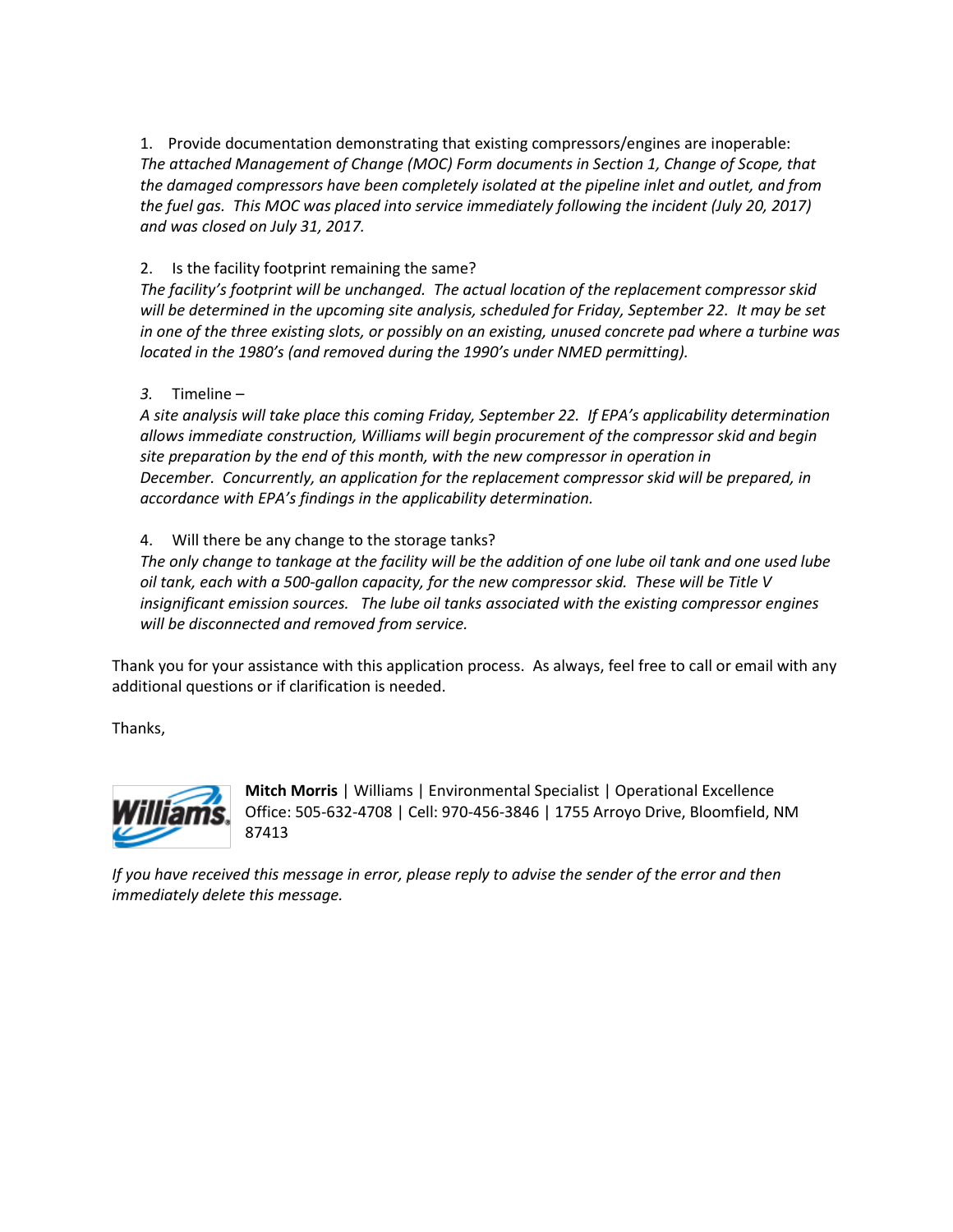1. Provide documentation demonstrating that existing compressors/engines are inoperable:
*The attached Management of Change (MOC) Form documents in Section 1, Change of Scope, that the damaged compressors have been completely isolated at the pipeline inlet and outlet, and from the fuel gas. This MOC was placed into service immediately following the incident (July 20, 2017) and was closed on July 31, 2017.*

2. Is the facility footprint remaining the same?
*The facility's footprint will be unchanged. The actual location of the replacement compressor skid will be determined in the upcoming site analysis, scheduled for Friday, September 22. It may be set in one of the three existing slots, or possibly on an existing, unused concrete pad where a turbine was located in the 1980's (and removed during the 1990's under NMED permitting).*

3. Timeline –
*A site analysis will take place this coming Friday, September 22. If EPA's applicability determination allows immediate construction, Williams will begin procurement of the compressor skid and begin site preparation by the end of this month, with the new compressor in operation in December. Concurrently, an application for the replacement compressor skid will be prepared, in accordance with EPA's findings in the applicability determination.*

4. Will there be any change to the storage tanks?
*The only change to tankage at the facility will be the addition of one lube oil tank and one used lube oil tank, each with a 500-gallon capacity, for the new compressor skid. These will be Title V insignificant emission sources. The lube oil tanks associated with the existing compressor engines will be disconnected and removed from service.*

Thank you for your assistance with this application process. As always, feel free to call or email with any additional questions or if clarification is needed.

Thanks,

Williams

**Mitch Morris** | Williams | Environmental Specialist | Operational Excellence
Office: 505-632-4708 | Cell: 970-456-3846 | 1755 Arroyo Drive, Bloomfield, NM 87413

*If you have received this message in error, please reply to advise the sender of the error and then immediately delete this message.*